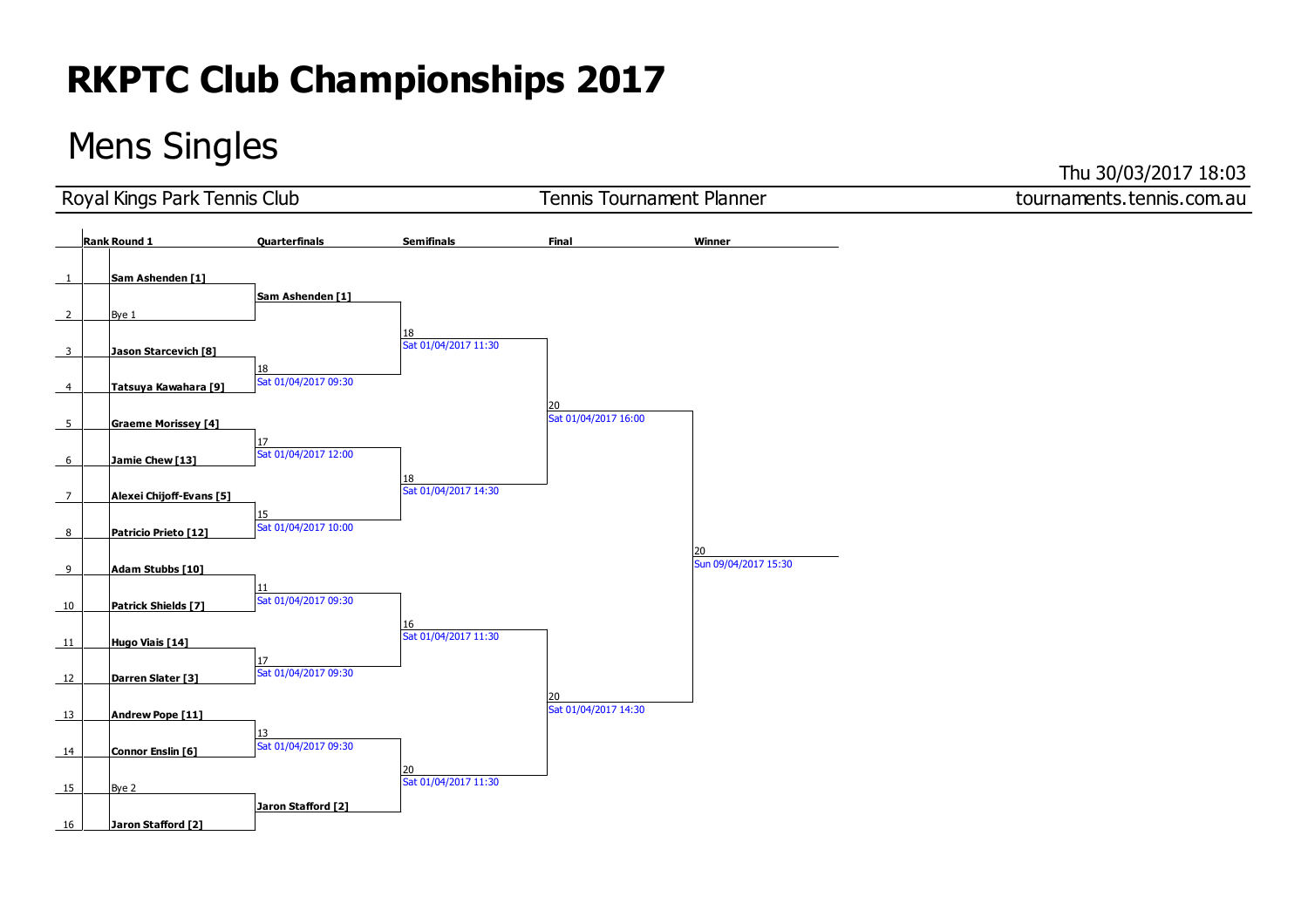# RKPTC Club Championships 2017

## Mens Singles

Thu 30/03/2017 18:03

Royal Kings Park Tennis Club | Tennis Tournament Planner | tournaments.tennis.com.au

| Rank | Round 1 | Quarterfinals | Semifinals | Final | Winner |
|---|---|---|---|---|---|
| 1 | **Sam Ashenden [1]** | | | | |
| | | **Sam Ashenden [1]** | | | |
| 2 | Bye 1 | | | | |
| | | | 18<br>Sat 01/04/2017 11:30 | | |
| 3 | **Jason Starcevich [8]** | | | | |
| | | 18<br>Sat 01/04/2017 09:30 | | | |
| 4 | **Tatsuya Kawahara [9]** | | | | |
| | | | | 20<br>Sat 01/04/2017 16:00 | |
| 5 | **Graeme Morissey [4]** | | | | |
| | | 17<br>Sat 01/04/2017 12:00 | | | |
| 6 | **Jamie Chew [13]** | | | | |
| | | | 18<br>Sat 01/04/2017 14:30 | | |
| 7 | **Alexei Chijoff-Evans [5]** | | | | |
| | | 15<br>Sat 01/04/2017 10:00 | | | |
| 8 | **Patricio Prieto [12]** | | | | |
| | | | | | 20<br>Sun 09/04/2017 15:30 |
| 9 | **Adam Stubbs [10]** | | | | |
| | | 11<br>Sat 01/04/2017 09:30 | | | |
| 10 | **Patrick Shields [7]** | | | | |
| | | | 16<br>Sat 01/04/2017 11:30 | | |
| 11 | **Hugo Viais [14]** | | | | |
| | | 17<br>Sat 01/04/2017 09:30 | | | |
| 12 | **Darren Slater [3]** | | | | |
| | | | | 20<br>Sat 01/04/2017 14:30 | |
| 13 | **Andrew Pope [11]** | | | | |
| | | 13<br>Sat 01/04/2017 09:30 | | | |
| 14 | **Connor Enslin [6]** | | | | |
| | | | 20<br>Sat 01/04/2017 11:30 | | |
| 15 | Bye 2 | | | | |
| | | **Jaron Stafford [2]** | | | |
| 16 | **Jaron Stafford [2]** | | | | |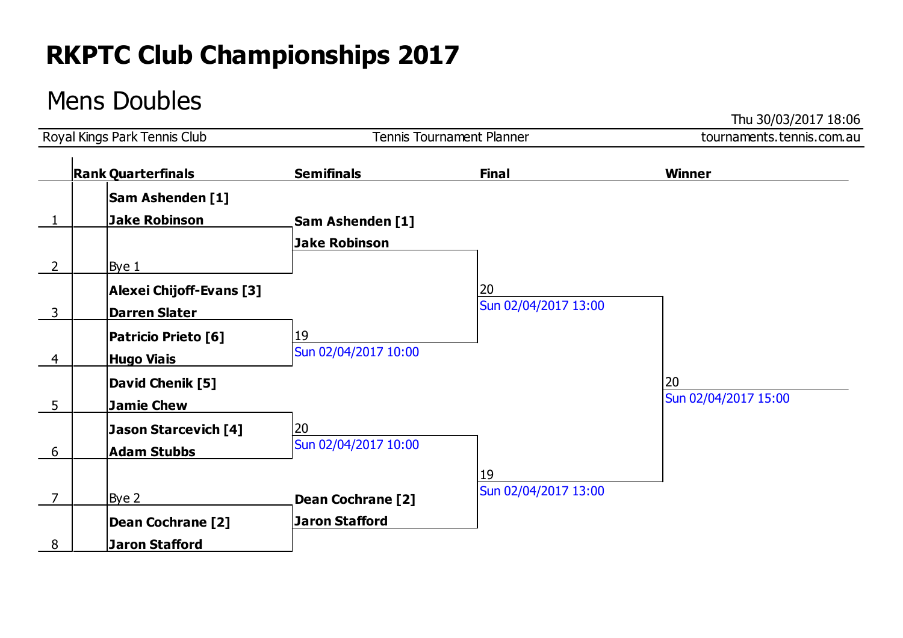# RKPTC Club Championships 2017

## Mens Doubles

Thu 30/03/2017 18:06

Royal Kings Park Tennis Club | Tennis Tournament Planner | tournaments.tennis.com.au

| Rank | Quarterfinals | Semifinals | Final | Winner |
|---|---|---|---|---|
| 1 | **Sam Ashenden [1]** / **Jake Robinson** | **Sam Ashenden [1]** / **Jake Robinson** | 20 / Sun 02/04/2017 13:00 | 20 / Sun 02/04/2017 15:00 |
| 2 | Bye 1 | | | |
| 3 | **Alexei Chijoff-Evans [3]** / **Darren Slater** | 19 / Sun 02/04/2017 10:00 | | |
| 4 | **Patricio Prieto [6]** / **Hugo Viais** | | | |
| 5 | **David Chenik [5]** / **Jamie Chew** | 20 / Sun 02/04/2017 10:00 | 19 / Sun 02/04/2017 13:00 | |
| 6 | **Jason Starcevich [4]** / **Adam Stubbs** | | | |
| 7 | Bye 2 | **Dean Cochrane [2]** / **Jaron Stafford** | | |
| 8 | **Dean Cochrane [2]** / **Jaron Stafford** | | | |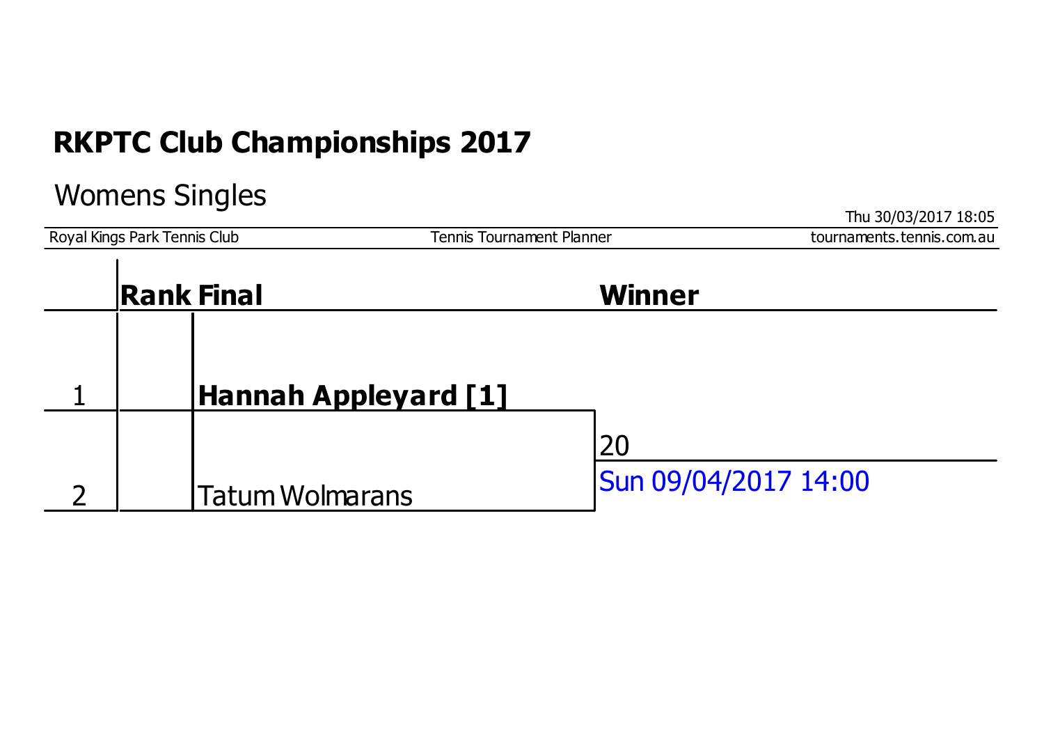# RKPTC Club Championships 2017

## Womens Singles

Thu 30/03/2017 18:05

Royal Kings Park Tennis Club | Tennis Tournament Planner | tournaments.tennis.com.au

| | Rank | Final | Winner |
|---|---|---|---|
| 1 | | **Hannah Appleyard [1]** | |
| | | | 20 |
| 2 | | Tatum Wolmarans | Sun 09/04/2017 14:00 |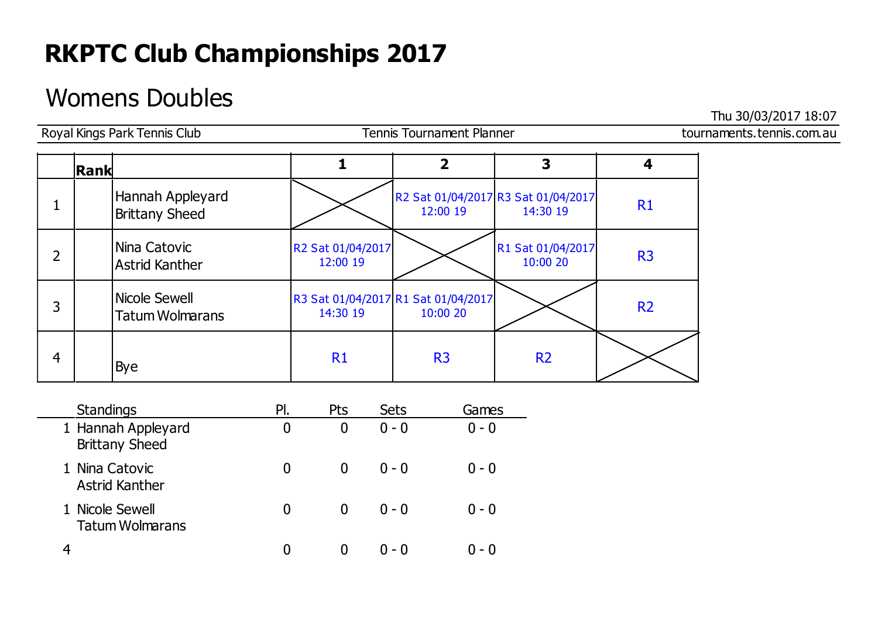# RKPTC Club Championships 2017

## Womens Doubles

Thu 30/03/2017 18:07

Royal Kings Park Tennis Club | Tennis Tournament Planner | tournaments.tennis.com.au

|  | Rank |  | 1 | 2 | 3 | 4 |
|---|---|---|---|---|---|---|
| 1 |  | Hannah Appleyard<br>Brittany Sheed | X | R2 Sat 01/04/2017<br>12:00 19 | R3 Sat 01/04/2017<br>14:30 19 | R1 |
| 2 |  | Nina Catovic<br>Astrid Kanther | R2 Sat 01/04/2017<br>12:00 19 | X | R1 Sat 01/04/2017<br>10:00 20 | R3 |
| 3 |  | Nicole Sewell<br>Tatum Wolmarans | R3 Sat 01/04/2017<br>14:30 19 | R1 Sat 01/04/2017<br>10:00 20 | X | R2 |
| 4 |  | Bye | R1 | R3 | R2 | X |

|  | Standings | Pl. | Pts | Sets | Games |
|---|---|---|---|---|---|
| 1 | Hannah Appleyard<br>Brittany Sheed | 0 | 0 | 0 - 0 | 0 - 0 |
| 1 | Nina Catovic<br>Astrid Kanther | 0 | 0 | 0 - 0 | 0 - 0 |
| 1 | Nicole Sewell<br>Tatum Wolmarans | 0 | 0 | 0 - 0 | 0 - 0 |
| 4 |  | 0 | 0 | 0 - 0 | 0 - 0 |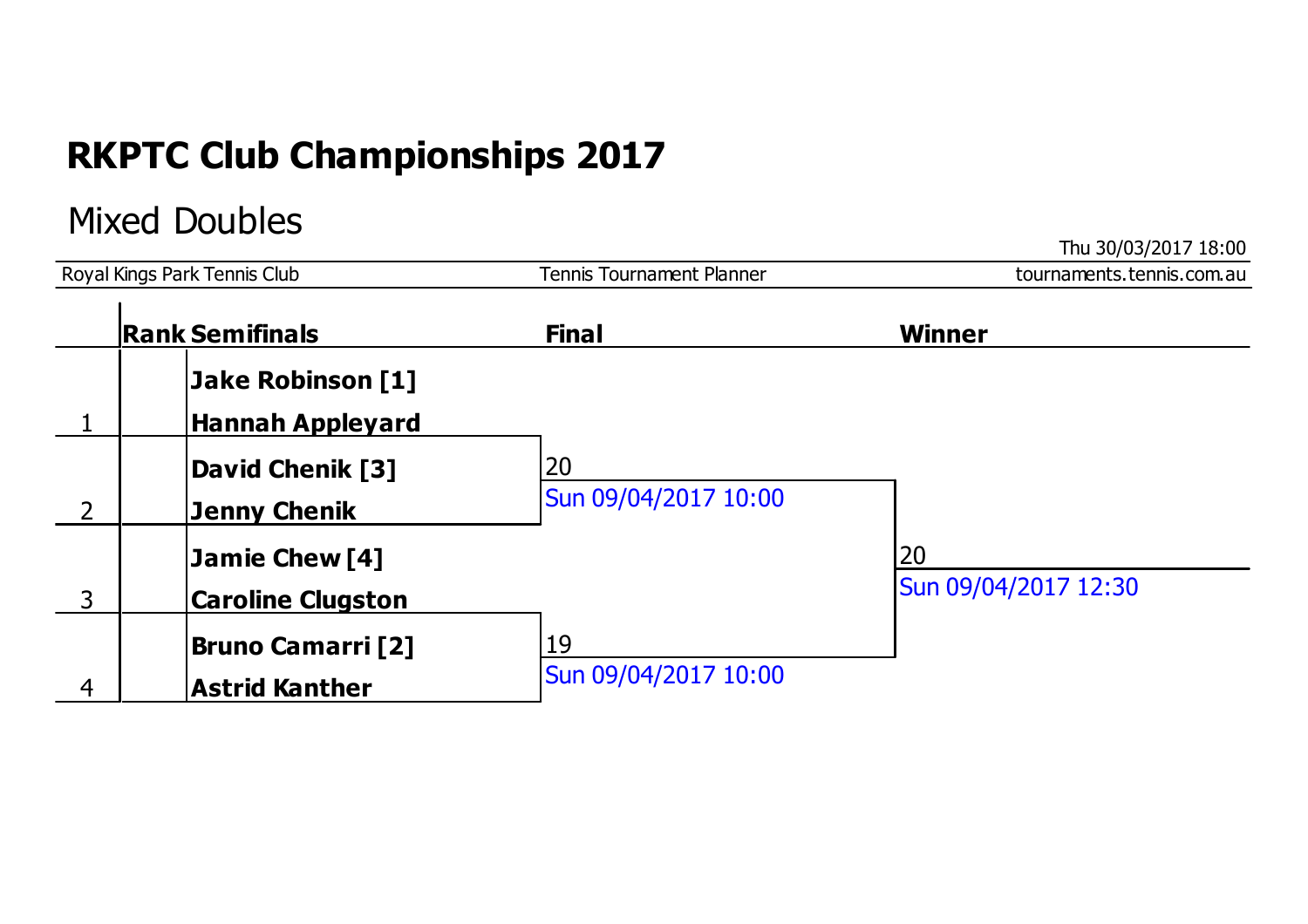# RKPTC Club Championships 2017

## Mixed Doubles

Thu 30/03/2017 18:00

Royal Kings Park Tennis Club | Tennis Tournament Planner | tournaments.tennis.com.au

| | Rank | Semifinals | Final | Winner |
|---|---|---|---|---|
| 1 | | **Jake Robinson [1]** / **Hannah Appleyard** | | |
| | | | 20 / Sun 09/04/2017 10:00 | |
| 2 | | **David Chenik [3]** / **Jenny Chenik** | | |
| | | | | 20 / Sun 09/04/2017 12:30 |
| 3 | | **Jamie Chew [4]** / **Caroline Clugston** | | |
| | | | 19 / Sun 09/04/2017 10:00 | |
| 4 | | **Bruno Camarri [2]** / **Astrid Kanther** | | |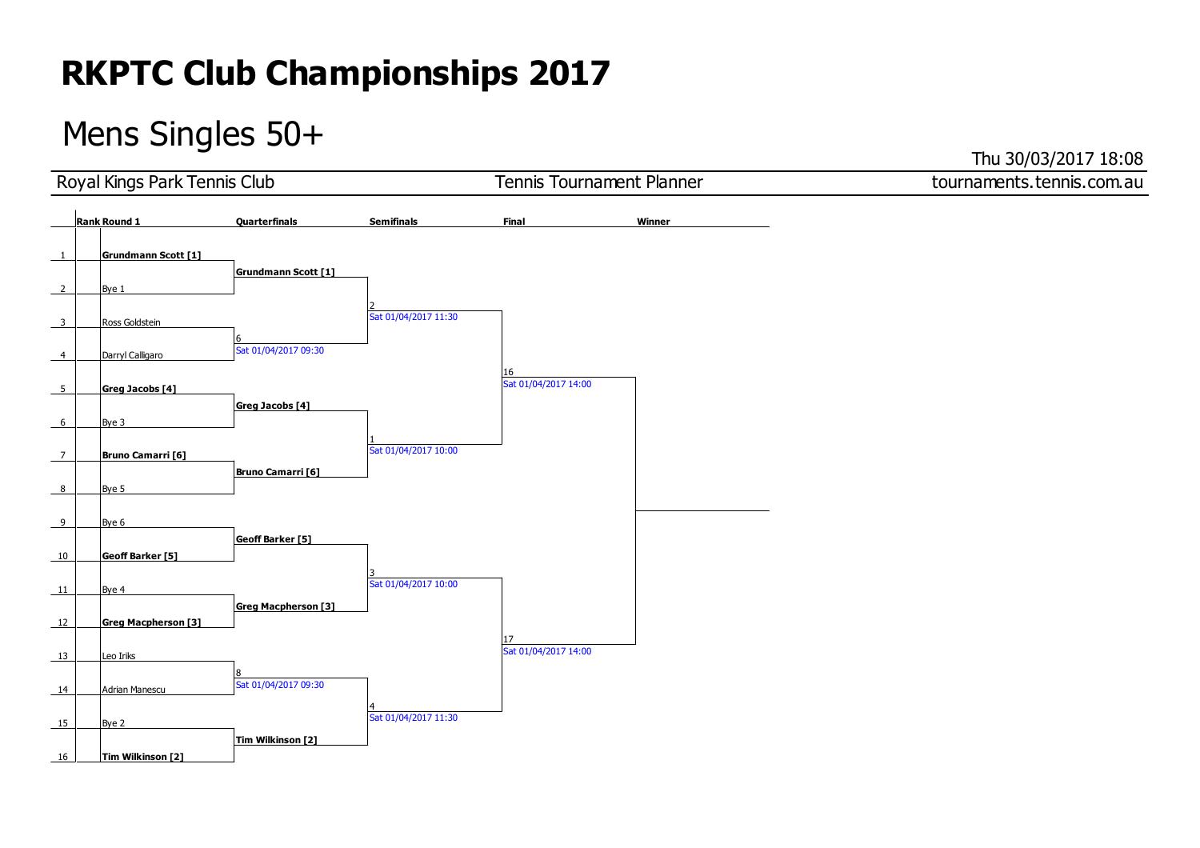# RKPTC Club Championships 2017

## Mens Singles 50+

Thu 30/03/2017 18:08

Royal Kings Park Tennis Club | Tennis Tournament Planner | tournaments.tennis.com.au

| Rank | Round 1 | Quarterfinals | Semifinals | Final | Winner |
|---|---|---|---|---|---|
| 1 | **Grundmann Scott [1]** | **Grundmann Scott [1]** | 2 Sat 01/04/2017 11:30 | 16 Sat 01/04/2017 14:00 | |
| 2 | Bye 1 | | | | |
| 3 | Ross Goldstein | 6 Sat 01/04/2017 09:30 | | | |
| 4 | Darryl Calligaro | | | | |
| 5 | **Greg Jacobs [4]** | **Greg Jacobs [4]** | 1 Sat 01/04/2017 10:00 | | |
| 6 | Bye 3 | | | | |
| 7 | **Bruno Camarri [6]** | **Bruno Camarri [6]** | | | |
| 8 | Bye 5 | | | | |
| 9 | Bye 6 | **Geoff Barker [5]** | 3 Sat 01/04/2017 10:00 | 17 Sat 01/04/2017 14:00 | |
| 10 | **Geoff Barker [5]** | | | | |
| 11 | Bye 4 | **Greg Macpherson [3]** | | | |
| 12 | **Greg Macpherson [3]** | | | | |
| 13 | Leo Iriks | 8 Sat 01/04/2017 09:30 | 4 Sat 01/04/2017 11:30 | | |
| 14 | Adrian Manescu | | | | |
| 15 | Bye 2 | **Tim Wilkinson [2]** | | | |
| 16 | **Tim Wilkinson [2]** | | | | |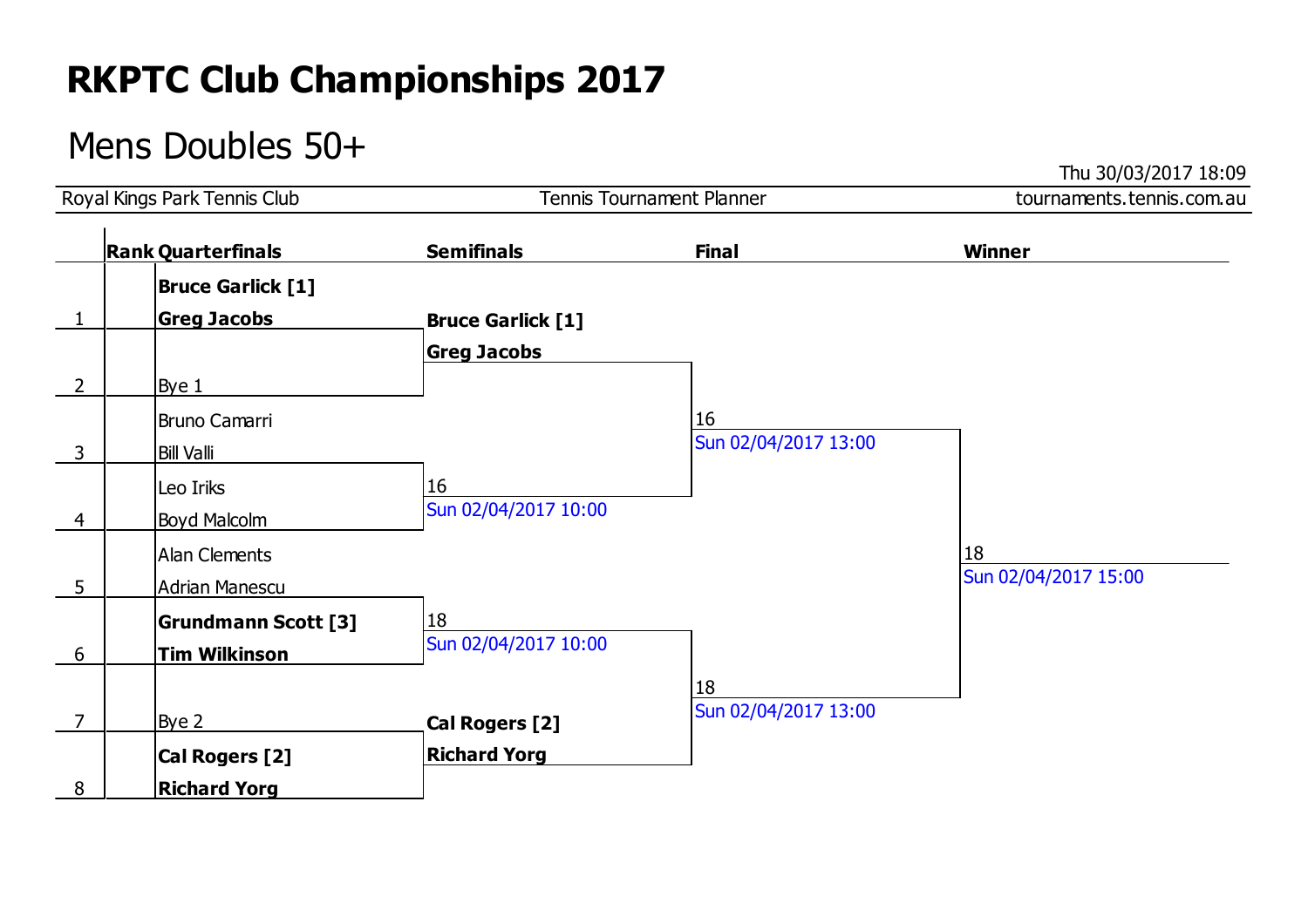# RKPTC Club Championships 2017

## Mens Doubles 50+

Thu 30/03/2017 18:09

Royal Kings Park Tennis Club | Tennis Tournament Planner | tournaments.tennis.com.au

| Rank | Quarterfinals | Semifinals | Final | Winner |
|---|---|---|---|---|
| 1 | **Bruce Garlick [1]** / **Greg Jacobs** | **Bruce Garlick [1]** / **Greg Jacobs** | 16 Sun 02/04/2017 13:00 | 18 Sun 02/04/2017 15:00 |
| 2 | Bye 1 | | | |
| 3 | Bruno Camarri / Bill Valli | 16 Sun 02/04/2017 10:00 | | |
| 4 | Leo Iriks / Boyd Malcolm | | | |
| 5 | Alan Clements / Adrian Manescu | 18 Sun 02/04/2017 10:00 | 18 Sun 02/04/2017 13:00 | |
| 6 | **Grundmann Scott [3]** / **Tim Wilkinson** | | | |
| 7 | Bye 2 | **Cal Rogers [2]** / **Richard Yorg** | | |
| 8 | **Cal Rogers [2]** / **Richard Yorg** | | | |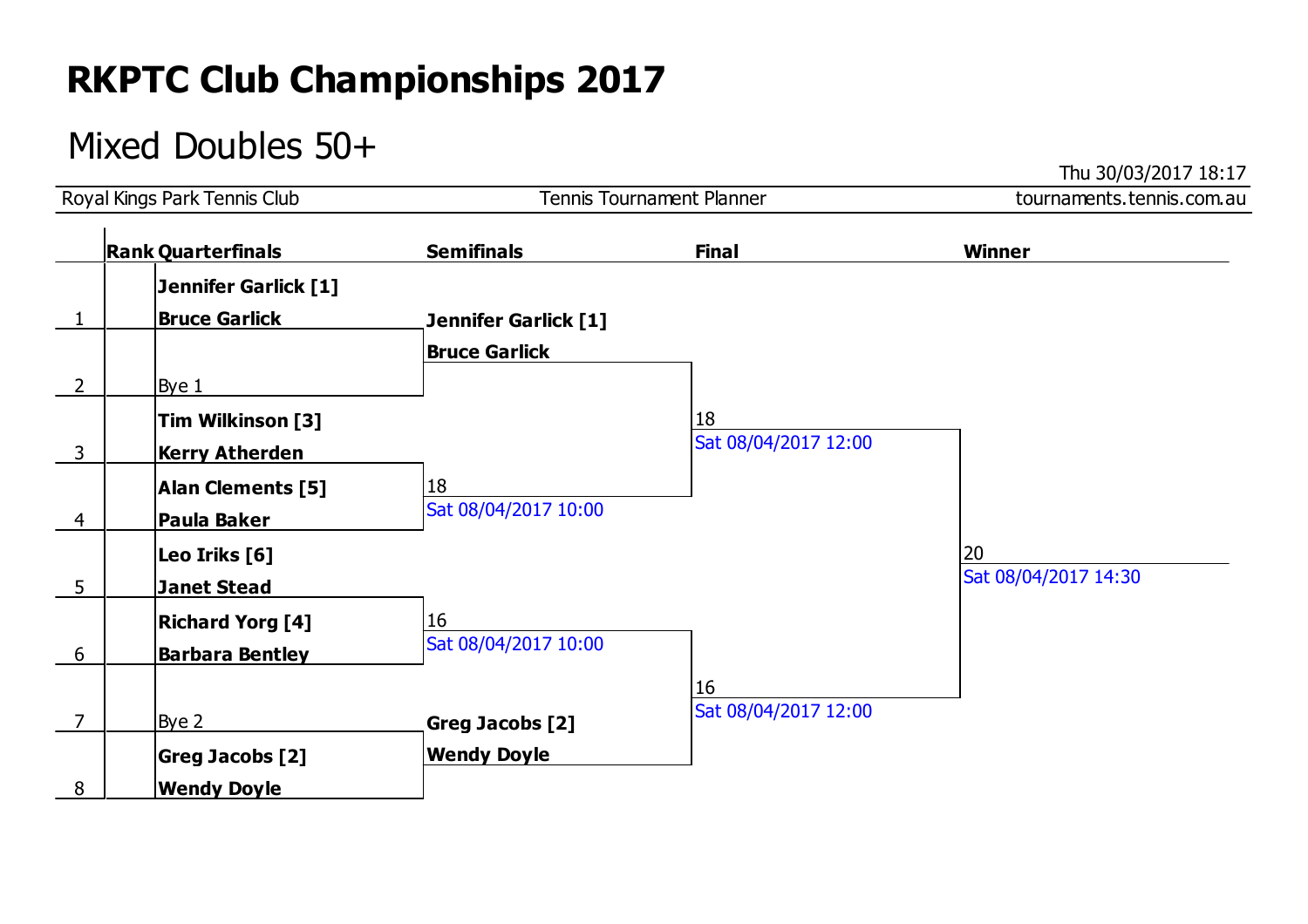# RKPTC Club Championships 2017

## Mixed Doubles 50+

Thu 30/03/2017 18:17

Royal Kings Park Tennis Club | Tennis Tournament Planner | tournaments.tennis.com.au

| | Rank | Quarterfinals | Semifinals | Final | Winner |
|---|---|---|---|---|---|
| 1 | | **Jennifer Garlick [1]**<br>**Bruce Garlick** | **Jennifer Garlick [1]**<br>**Bruce Garlick** | 18<br>Sat 08/04/2017 12:00 | 20<br>Sat 08/04/2017 14:30 |
| 2 | | Bye 1 | | | |
| 3 | | **Tim Wilkinson [3]**<br>**Kerry Atherden** | 18<br>Sat 08/04/2017 10:00 | | |
| 4 | | **Alan Clements [5]**<br>**Paula Baker** | | | |
| 5 | | **Leo Iriks [6]**<br>**Janet Stead** | 16<br>Sat 08/04/2017 10:00 | 16<br>Sat 08/04/2017 12:00 | |
| 6 | | **Richard Yorg [4]**<br>**Barbara Bentley** | | | |
| 7 | | Bye 2 | **Greg Jacobs [2]**<br>**Wendy Doyle** | | |
| 8 | | **Greg Jacobs [2]**<br>**Wendy Doyle** | | | |